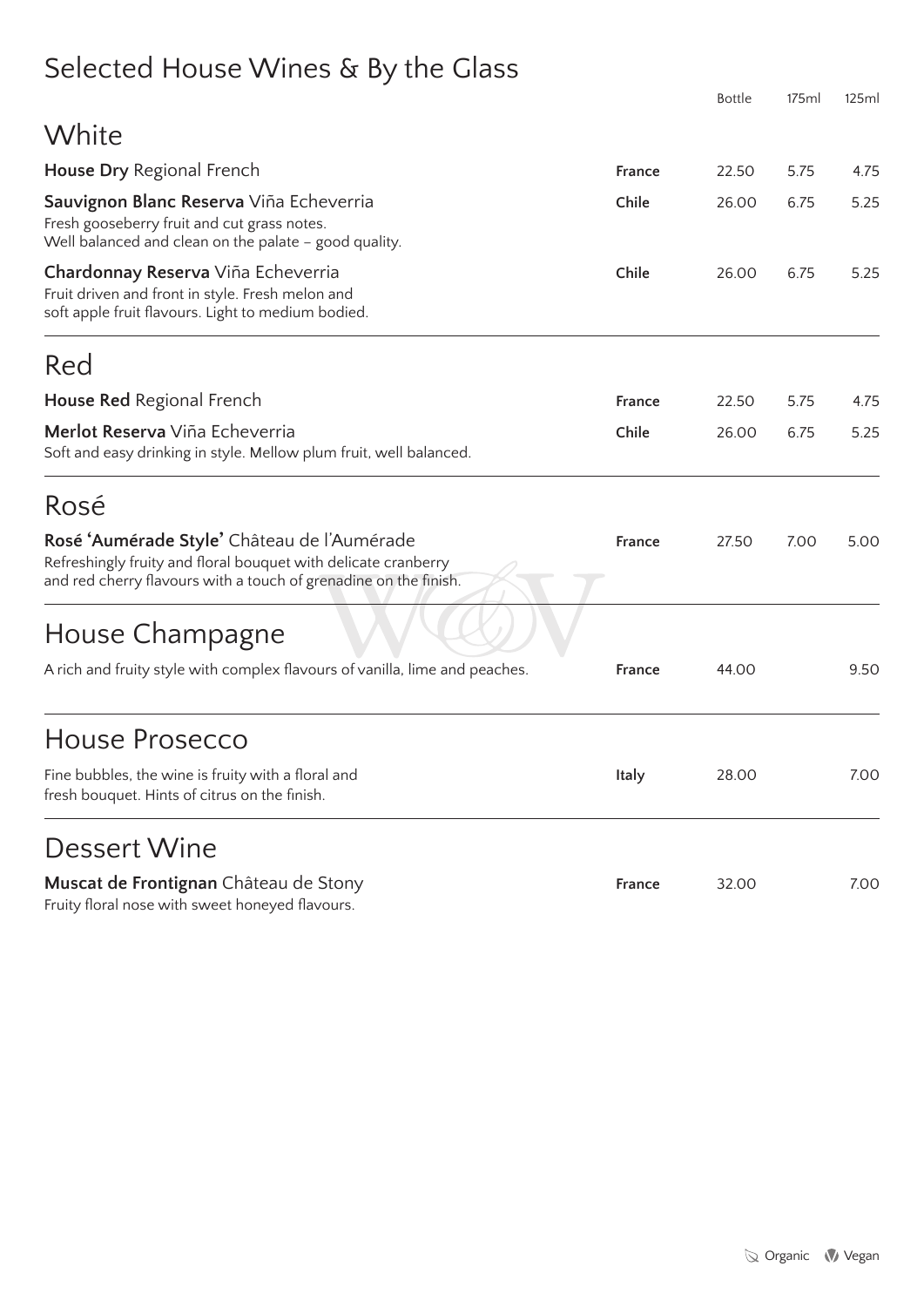# Selected House Wines & By the Glass

| | | Bottle | 175ml | 125ml |
|---|---|---|---|---|

## White

| | | Bottle | 175ml | 125ml |
|---|---|---|---|---|
| **House Dry** Regional French | **France** | 22.50 | 5.75 | 4.75 |
| **Sauvignon Blanc Reserva** Viña Echeverria<br>Fresh gooseberry fruit and cut grass notes.<br>Well balanced and clean on the palate – good quality. | **Chile** | 26.00 | 6.75 | 5.25 |
| **Chardonnay Reserva** Viña Echeverria<br>Fruit driven and front in style. Fresh melon and<br>soft apple fruit flavours. Light to medium bodied. | **Chile** | 26.00 | 6.75 | 5.25 |

## Red

| | | Bottle | 175ml | 125ml |
|---|---|---|---|---|
| **House Red** Regional French | **France** | 22.50 | 5.75 | 4.75 |
| **Merlot Reserva** Viña Echeverria<br>Soft and easy drinking in style. Mellow plum fruit, well balanced. | **Chile** | 26.00 | 6.75 | 5.25 |

## Rosé

| | | Bottle | 175ml | 125ml |
|---|---|---|---|---|
| **Rosé 'Aumérade Style'** Château de l'Aumérade<br>Refreshingly fruity and floral bouquet with delicate cranberry<br>and red cherry flavours with a touch of grenadine on the finish. | **France** | 27.50 | 7.00 | 5.00 |

## House Champagne

| | | Bottle | 175ml | 125ml |
|---|---|---|---|---|
| A rich and fruity style with complex flavours of vanilla, lime and peaches. | **France** | 44.00 | | 9.50 |

## House Prosecco

| | | Bottle | 175ml | 125ml |
|---|---|---|---|---|
| Fine bubbles, the wine is fruity with a floral and<br>fresh bouquet. Hints of citrus on the finish. | **Italy** | 28.00 | | 7.00 |

## Dessert Wine

| | | Bottle | 175ml | 125ml |
|---|---|---|---|---|
| **Muscat de Frontignan** Château de Stony<br>Fruity floral nose with sweet honeyed flavours. | **France** | 32.00 | | 7.00 |

Organic Vegan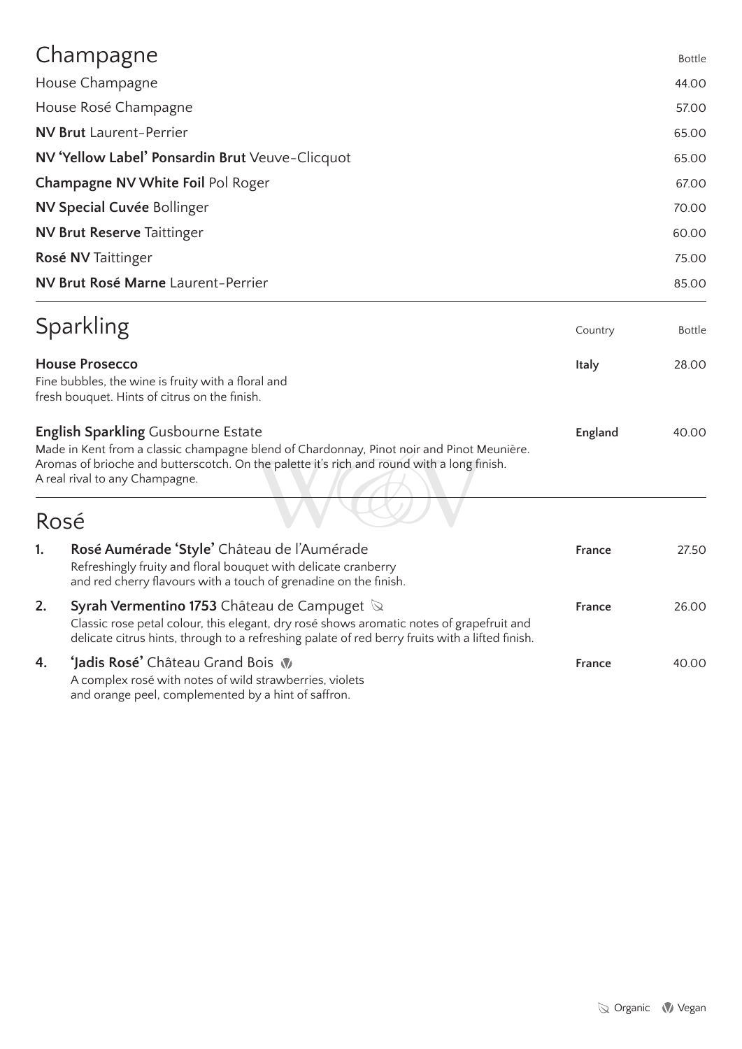## Champagne

| | Bottle |
|---|---|
| House Champagne | 44.00 |
| House Rosé Champagne | 57.00 |
| **NV Brut** Laurent-Perrier | 65.00 |
| **NV 'Yellow Label' Ponsardin Brut** Veuve-Clicquot | 65.00 |
| **Champagne NV White Foil** Pol Roger | 67.00 |
| **NV Special Cuvée** Bollinger | 70.00 |
| **NV Brut Reserve** Taittinger | 60.00 |
| **Rosé NV** Taittinger | 75.00 |
| **NV Brut Rosé Marne** Laurent-Perrier | 85.00 |

## Sparkling

| | Country | Bottle |
|---|---|---|
| **House Prosecco**<br>Fine bubbles, the wine is fruity with a floral and fresh bouquet. Hints of citrus on the finish. | **Italy** | 28.00 |
| **English Sparkling** Gusbourne Estate<br>Made in Kent from a classic champagne blend of Chardonnay, Pinot noir and Pinot Meunière. Aromas of brioche and butterscotch. On the palette it's rich and round with a long finish. A real rival to any Champagne. | **England** | 40.00 |

## Rosé

| | | Country | Bottle |
|---|---|---|---|
| **1.** | **Rosé Aumérade 'Style'** Château de l'Aumérade<br>Refreshingly fruity and floral bouquet with delicate cranberry and red cherry flavours with a touch of grenadine on the finish. | **France** | 27.50 |
| **2.** | **Syrah Vermentino 1753** Château de Campuget (Organic)<br>Classic rose petal colour, this elegant, dry rosé shows aromatic notes of grapefruit and delicate citrus hints, through to a refreshing palate of red berry fruits with a lifted finish. | **France** | 26.00 |
| **4.** | **'Jadis Rosé'** Château Grand Bois (Vegan)<br>A complex rosé with notes of wild strawberries, violets and orange peel, complemented by a hint of saffron. | **France** | 40.00 |

Organic  Vegan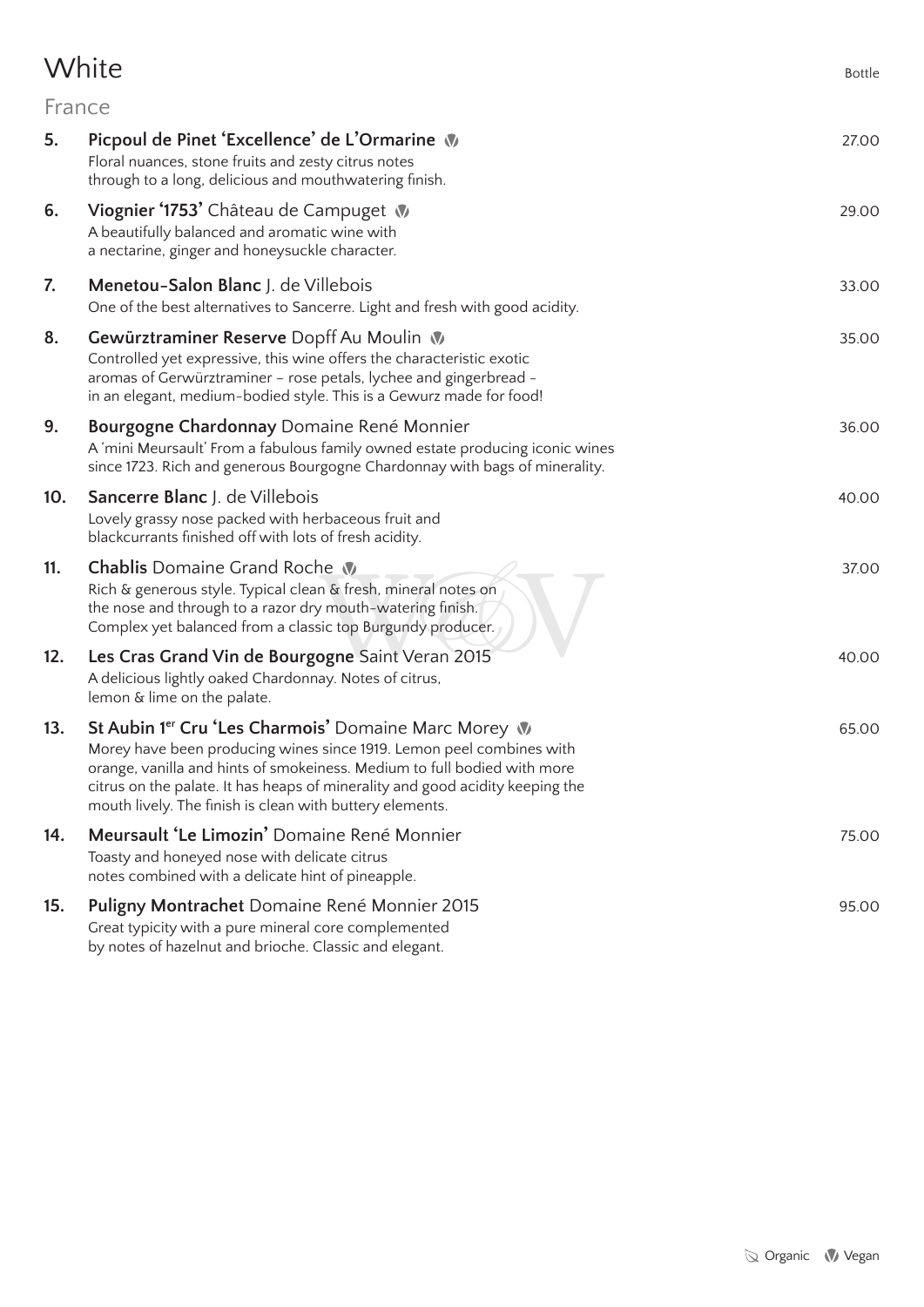# White

Bottle

## France

**5. Picpoul de Pinet 'Excellence' de L'Ormarine** (Vegan) — 27.00
Floral nuances, stone fruits and zesty citrus notes through to a long, delicious and mouthwatering finish.

**6. Viognier '1753'** Château de Campuget (Vegan) — 29.00
A beautifully balanced and aromatic wine with a nectarine, ginger and honeysuckle character.

**7. Menetou-Salon Blanc** J. de Villebois — 33.00
One of the best alternatives to Sancerre. Light and fresh with good acidity.

**8. Gewürztraminer Reserve** Dopff Au Moulin (Vegan) — 35.00
Controlled yet expressive, this wine offers the characteristic exotic aromas of Gerwürztraminer – rose petals, lychee and gingerbread - in an elegant, medium-bodied style. This is a Gewurz made for food!

**9. Bourgogne Chardonnay** Domaine René Monnier — 36.00
A 'mini Meursault' From a fabulous family owned estate producing iconic wines since 1723. Rich and generous Bourgogne Chardonnay with bags of minerality.

**10. Sancerre Blanc** J. de Villebois — 40.00
Lovely grassy nose packed with herbaceous fruit and blackcurrants finished off with lots of fresh acidity.

**11. Chablis** Domaine Grand Roche (Vegan) — 37.00
Rich & generous style. Typical clean & fresh, mineral notes on the nose and through to a razor dry mouth-watering finish. Complex yet balanced from a classic top Burgundy producer.

**12. Les Cras Grand Vin de Bourgogne** Saint Veran 2015 — 40.00
A delicious lightly oaked Chardonnay. Notes of citrus, lemon & lime on the palate.

**13. St Aubin 1er Cru 'Les Charmois'** Domaine Marc Morey (Vegan) — 65.00
Morey have been producing wines since 1919. Lemon peel combines with orange, vanilla and hints of smokeiness. Medium to full bodied with more citrus on the palate. It has heaps of minerality and good acidity keeping the mouth lively. The finish is clean with buttery elements.

**14. Meursault 'Le Limozin'** Domaine René Monnier — 75.00
Toasty and honeyed nose with delicate citrus notes combined with a delicate hint of pineapple.

**15. Puligny Montrachet** Domaine René Monnier 2015 — 95.00
Great typicity with a pure mineral core complemented by notes of hazelnut and brioche. Classic and elegant.

Organic Vegan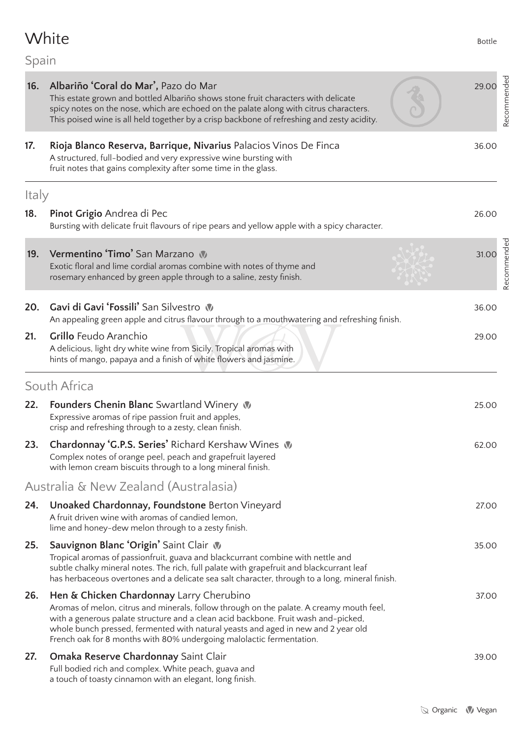# White

Bottle

## Spain

**16. Albariño 'Coral do Mar',** Pazo do Mar — 29.00 *(Recommended)*
This estate grown and bottled Albariño shows stone fruit characters with delicate spicy notes on the nose, which are echoed on the palate along with citrus characters. This poised wine is all held together by a crisp backbone of refreshing and zesty acidity.

**17. Rioja Blanco Reserva, Barrique, Nivarius** Palacios Vinos De Finca — 36.00
A structured, full-bodied and very expressive wine bursting with fruit notes that gains complexity after some time in the glass.

## Italy

**18. Pinot Grigio** Andrea di Pec — 26.00
Bursting with delicate fruit flavours of ripe pears and yellow apple with a spicy character.

**19. Vermentino 'Timo'** San Marzano (Vegan) — 31.00 *(Recommended)*
Exotic floral and lime cordial aromas combine with notes of thyme and rosemary enhanced by green apple through to a saline, zesty finish.

**20. Gavi di Gavi 'Fossili'** San Silvestro (Vegan) — 36.00
An appealing green apple and citrus flavour through to a mouthwatering and refreshing finish.

**21. Grillo** Feudo Aranchio — 29.00
A delicious, light dry white wine from Sicily. Tropical aromas with hints of mango, papaya and a finish of white flowers and jasmine.

## South Africa

**22. Founders Chenin Blanc** Swartland Winery (Vegan) — 25.00
Expressive aromas of ripe passion fruit and apples, crisp and refreshing through to a zesty, clean finish.

**23. Chardonnay 'G.P.S. Series'** Richard Kershaw Wines (Vegan) — 62.00
Complex notes of orange peel, peach and grapefruit layered with lemon cream biscuits through to a long mineral finish.

## Australia & New Zealand (Australasia)

**24. Unoaked Chardonnay, Foundstone** Berton Vineyard — 27.00
A fruit driven wine with aromas of candied lemon, lime and honey-dew melon through to a zesty finish.

**25. Sauvignon Blanc 'Origin'** Saint Clair (Vegan) — 35.00
Tropical aromas of passionfruit, guava and blackcurrant combine with nettle and subtle chalky mineral notes. The rich, full palate with grapefruit and blackcurrant leaf has herbaceous overtones and a delicate sea salt character, through to a long, mineral finish.

**26. Hen & Chicken Chardonnay** Larry Cherubino — 37.00
Aromas of melon, citrus and minerals, follow through on the palate. A creamy mouth feel, with a generous palate structure and a clean acid backbone. Fruit wash and-picked, whole bunch pressed, fermented with natural yeasts and aged in new and 2 year old French oak for 8 months with 80% undergoing malolactic fermentation.

**27. Omaka Reserve Chardonnay** Saint Clair — 39.00
Full bodied rich and complex. White peach, guava and a touch of toasty cinnamon with an elegant, long finish.

Organic · Vegan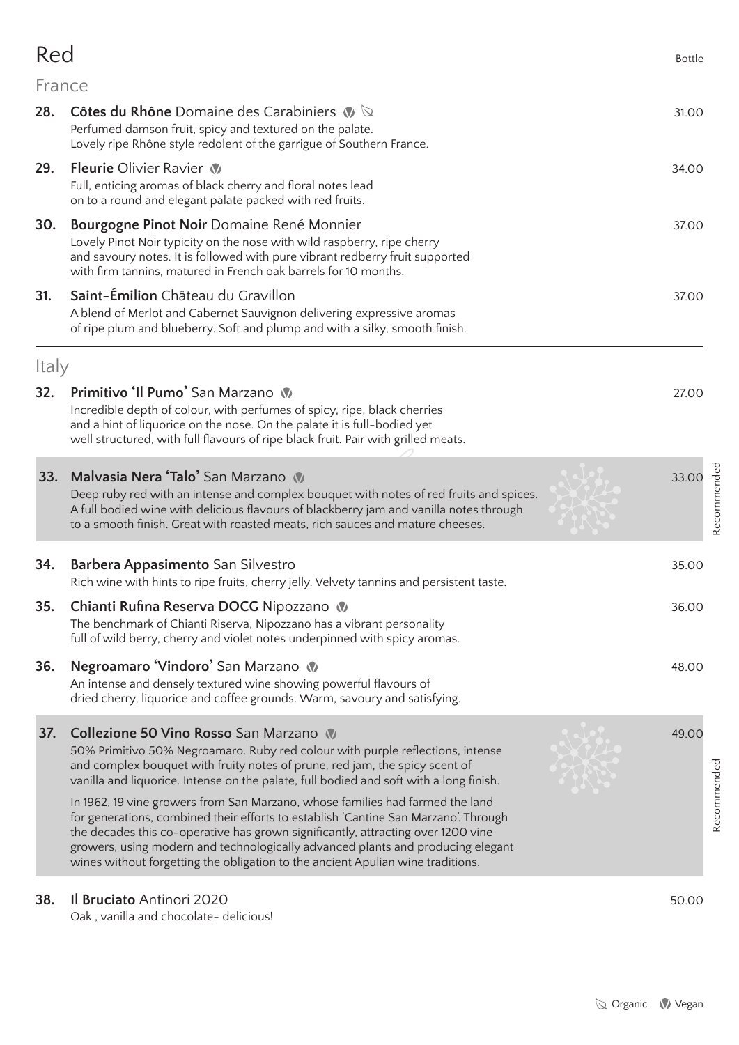# Red

Bottle

## France

**28. Côtes du Rhône** Domaine des Carabiniers (Vegan) (Organic) — 31.00
Perfumed damson fruit, spicy and textured on the palate.
Lovely ripe Rhône style redolent of the garrigue of Southern France.

**29. Fleurie** Olivier Ravier (Vegan) — 34.00
Full, enticing aromas of black cherry and floral notes lead on to a round and elegant palate packed with red fruits.

**30. Bourgogne Pinot Noir** Domaine René Monnier — 37.00
Lovely Pinot Noir typicity on the nose with wild raspberry, ripe cherry and savoury notes. It is followed with pure vibrant redberry fruit supported with firm tannins, matured in French oak barrels for 10 months.

**31. Saint-Émilion** Château du Gravillon — 37.00
A blend of Merlot and Cabernet Sauvignon delivering expressive aromas of ripe plum and blueberry. Soft and plump and with a silky, smooth finish.

## Italy

**32. Primitivo 'Il Pumo'** San Marzano (Vegan) — 27.00
Incredible depth of colour, with perfumes of spicy, ripe, black cherries and a hint of liquorice on the nose. On the palate it is full-bodied yet well structured, with full flavours of ripe black fruit. Pair with grilled meats.

**33. Malvasia Nera 'Talo'** San Marzano (Vegan) — 33.00 — *Recommended*
Deep ruby red with an intense and complex bouquet with notes of red fruits and spices. A full bodied wine with delicious flavours of blackberry jam and vanilla notes through to a smooth finish. Great with roasted meats, rich sauces and mature cheeses.

**34. Barbera Appasimento** San Silvestro — 35.00
Rich wine with hints to ripe fruits, cherry jelly. Velvety tannins and persistent taste.

**35. Chianti Rufina Reserva DOCG** Nipozzano (Vegan) — 36.00
The benchmark of Chianti Riserva, Nipozzano has a vibrant personality full of wild berry, cherry and violet notes underpinned with spicy aromas.

**36. Negroamaro 'Vindoro'** San Marzano (Vegan) — 48.00
An intense and densely textured wine showing powerful flavours of dried cherry, liquorice and coffee grounds. Warm, savoury and satisfying.

**37. Collezione 50 Vino Rosso** San Marzano (Vegan) — 49.00 — *Recommended*
50% Primitivo 50% Negroamaro. Ruby red colour with purple reflections, intense and complex bouquet with fruity notes of prune, red jam, the spicy scent of vanilla and liquorice. Intense on the palate, full bodied and soft with a long finish.

In 1962, 19 vine growers from San Marzano, whose families had farmed the land for generations, combined their efforts to establish 'Cantine San Marzano'. Through the decades this co-operative has grown significantly, attracting over 1200 vine growers, using modern and technologically advanced plants and producing elegant wines without forgetting the obligation to the ancient Apulian wine traditions.

**38. Il Bruciato** Antinori 2020 — 50.00
Oak , vanilla and chocolate- delicious!

Organic · Vegan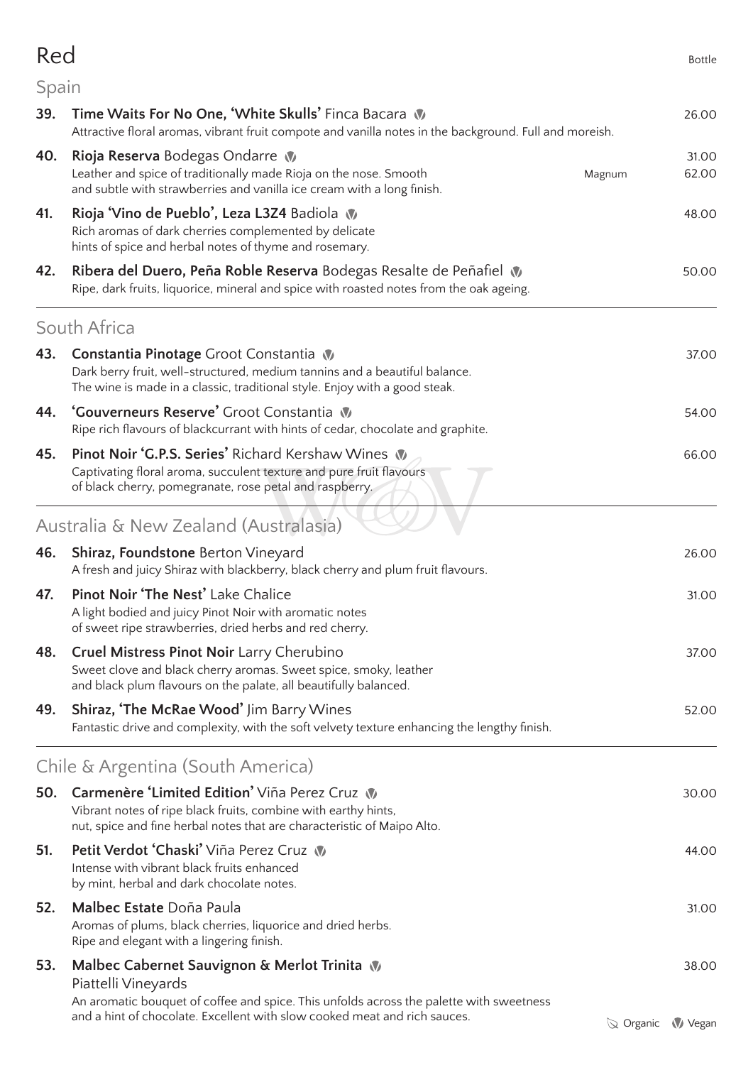# Red

Bottle

## Spain

**39. Time Waits For No One, 'White Skulls'** Finca Bacara (Vegan) — 26.00
Attractive floral aromas, vibrant fruit compote and vanilla notes in the background. Full and moreish.

**40. Rioja Reserva** Bodegas Ondarre (Vegan) — 31.00
Leather and spice of traditionally made Rioja on the nose. Smooth and subtle with strawberries and vanilla ice cream with a long finish.
Magnum — 62.00

**41. Rioja 'Vino de Pueblo', Leza L3Z4** Badiola (Vegan) — 48.00
Rich aromas of dark cherries complemented by delicate hints of spice and herbal notes of thyme and rosemary.

**42. Ribera del Duero, Peña Roble Reserva** Bodegas Resalte de Peñafiel (Vegan) — 50.00
Ripe, dark fruits, liquorice, mineral and spice with roasted notes from the oak ageing.

## South Africa

**43. Constantia Pinotage** Groot Constantia (Vegan) — 37.00
Dark berry fruit, well-structured, medium tannins and a beautiful balance. The wine is made in a classic, traditional style. Enjoy with a good steak.

**44. 'Gouverneurs Reserve'** Groot Constantia (Vegan) — 54.00
Ripe rich flavours of blackcurrant with hints of cedar, chocolate and graphite.

**45. Pinot Noir 'G.P.S. Series'** Richard Kershaw Wines (Vegan) — 66.00
Captivating floral aroma, succulent texture and pure fruit flavours of black cherry, pomegranate, rose petal and raspberry.

## Australia & New Zealand (Australasia)

**46. Shiraz, Foundstone** Berton Vineyard — 26.00
A fresh and juicy Shiraz with blackberry, black cherry and plum fruit flavours.

**47. Pinot Noir 'The Nest'** Lake Chalice — 31.00
A light bodied and juicy Pinot Noir with aromatic notes of sweet ripe strawberries, dried herbs and red cherry.

**48. Cruel Mistress Pinot Noir** Larry Cherubino — 37.00
Sweet clove and black cherry aromas. Sweet spice, smoky, leather and black plum flavours on the palate, all beautifully balanced.

**49. Shiraz, 'The McRae Wood'** Jim Barry Wines — 52.00
Fantastic drive and complexity, with the soft velvety texture enhancing the lengthy finish.

## Chile & Argentina (South America)

**50. Carmenère 'Limited Edition'** Viña Perez Cruz (Vegan) — 30.00
Vibrant notes of ripe black fruits, combine with earthy hints, nut, spice and fine herbal notes that are characteristic of Maipo Alto.

**51. Petit Verdot 'Chaski'** Viña Perez Cruz (Vegan) — 44.00
Intense with vibrant black fruits enhanced by mint, herbal and dark chocolate notes.

**52. Malbec Estate** Doña Paula — 31.00
Aromas of plums, black cherries, liquorice and dried herbs. Ripe and elegant with a lingering finish.

**53. Malbec Cabernet Sauvignon & Merlot Trinita** (Vegan) Piattelli Vineyards — 38.00
An aromatic bouquet of coffee and spice. This unfolds across the palette with sweetness and a hint of chocolate. Excellent with slow cooked meat and rich sauces.

Organic | Vegan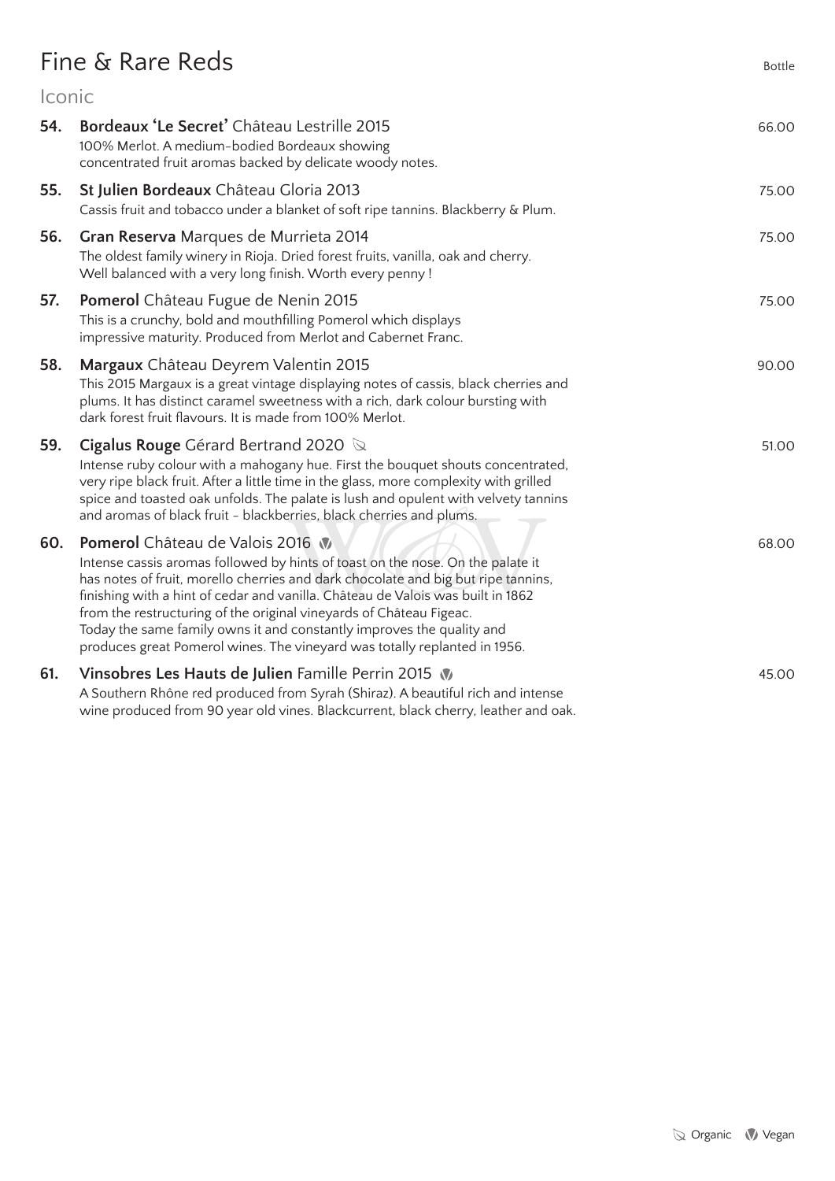# Fine & Rare Reds

Bottle

## Iconic

**54. Bordeaux 'Le Secret'** Château Lestrille 2015 — 66.00
100% Merlot. A medium-bodied Bordeaux showing concentrated fruit aromas backed by delicate woody notes.

**55. St Julien Bordeaux** Château Gloria 2013 — 75.00
Cassis fruit and tobacco under a blanket of soft ripe tannins. Blackberry & Plum.

**56. Gran Reserva** Marques de Murrieta 2014 — 75.00
The oldest family winery in Rioja. Dried forest fruits, vanilla, oak and cherry. Well balanced with a very long finish. Worth every penny !

**57. Pomerol** Château Fugue de Nenin 2015 — 75.00
This is a crunchy, bold and mouthfilling Pomerol which displays impressive maturity. Produced from Merlot and Cabernet Franc.

**58. Margaux** Château Deyrem Valentin 2015 — 90.00
This 2015 Margaux is a great vintage displaying notes of cassis, black cherries and plums. It has distinct caramel sweetness with a rich, dark colour bursting with dark forest fruit flavours. It is made from 100% Merlot.

**59. Cigalus Rouge** Gérard Bertrand 2020 (Organic) — 51.00
Intense ruby colour with a mahogany hue. First the bouquet shouts concentrated, very ripe black fruit. After a little time in the glass, more complexity with grilled spice and toasted oak unfolds. The palate is lush and opulent with velvety tannins and aromas of black fruit - blackberries, black cherries and plums.

**60. Pomerol** Château de Valois 2016 (Vegan) — 68.00
Intense cassis aromas followed by hints of toast on the nose. On the palate it has notes of fruit, morello cherries and dark chocolate and big but ripe tannins, finishing with a hint of cedar and vanilla. Château de Valois was built in 1862 from the restructuring of the original vineyards of Château Figeac. Today the same family owns it and constantly improves the quality and produces great Pomerol wines. The vineyard was totally replanted in 1956.

**61. Vinsobres Les Hauts de Julien** Famille Perrin 2015 (Vegan) — 45.00
A Southern Rhône red produced from Syrah (Shiraz). A beautiful rich and intense wine produced from 90 year old vines. Blackcurrent, black cherry, leather and oak.

Organic · Vegan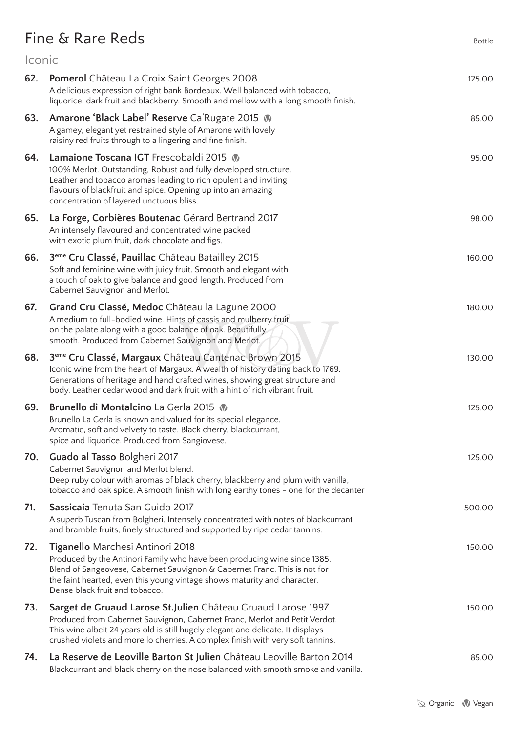# Fine & Rare Reds

## Iconic

Bottle

**62. Pomerol** Château La Croix Saint Georges 2008 — 125.00
A delicious expression of right bank Bordeaux. Well balanced with tobacco, liquorice, dark fruit and blackberry. Smooth and mellow with a long smooth finish.

**63. Amarone 'Black Label' Reserve** Ca'Rugate 2015 (Vegan) — 85.00
A gamey, elegant yet restrained style of Amarone with lovely raisiny red fruits through to a lingering and fine finish.

**64. Lamaione Toscana IGT** Frescobaldi 2015 (Vegan) — 95.00
100% Merlot. Outstanding, Robust and fully developed structure. Leather and tobacco aromas leading to rich opulent and inviting flavours of blackfruit and spice. Opening up into an amazing concentration of layered unctuous bliss.

**65. La Forge, Corbières Boutenac** Gérard Bertrand 2017 — 98.00
An intensely flavoured and concentrated wine packed with exotic plum fruit, dark chocolate and figs.

**66. 3ème Cru Classé, Pauillac** Château Batailley 2015 — 160.00
Soft and feminine wine with juicy fruit. Smooth and elegant with a touch of oak to give balance and good length. Produced from Cabernet Sauvignon and Merlot.

**67. Grand Cru Classé, Medoc** Château la Lagune 2000 — 180.00
A medium to full-bodied wine. Hints of cassis and mulberry fruit on the palate along with a good balance of oak. Beautifully smooth. Produced from Cabernet Sauvignon and Merlot.

**68. 3ème Cru Classé, Margaux** Château Cantenac Brown 2015 — 130.00
Iconic wine from the heart of Margaux. A wealth of history dating back to 1769. Generations of heritage and hand crafted wines, showing great structure and body. Leather cedar wood and dark fruit with a hint of rich vibrant fruit.

**69. Brunello di Montalcino** La Gerla 2015 (Vegan) — 125.00
Brunello La Gerla is known and valued for its special elegance. Aromatic, soft and velvety to taste. Black cherry, blackcurrant, spice and liquorice. Produced from Sangiovese.

**70. Guado al Tasso** Bolgheri 2017 — 125.00
Cabernet Sauvignon and Merlot blend.
Deep ruby colour with aromas of black cherry, blackberry and plum with vanilla, tobacco and oak spice. A smooth finish with long earthy tones - one for the decanter

**71. Sassicaia** Tenuta San Guido 2017 — 500.00
A superb Tuscan from Bolgheri. Intensely concentrated with notes of blackcurrant and bramble fruits, finely structured and supported by ripe cedar tannins.

**72. Tiganello** Marchesi Antinori 2018 — 150.00
Produced by the Antinori Family who have been producing wine since 1385. Blend of Sangeovese, Cabernet Sauvignon & Cabernet Franc. This is not for the faint hearted, even this young vintage shows maturity and character. Dense black fruit and tobacco.

**73. Sarget de Gruaud Larose St.Julien** Château Gruaud Larose 1997 — 150.00
Produced from Cabernet Sauvignon, Cabernet Franc, Merlot and Petit Verdot. This wine albeit 24 years old is still hugely elegant and delicate. It displays crushed violets and morello cherries. A complex finish with very soft tannins.

**74. La Reserve de Leoville Barton St Julien** Château Leoville Barton 2014 — 85.00
Blackcurrant and black cherry on the nose balanced with smooth smoke and vanilla.

Organic Vegan